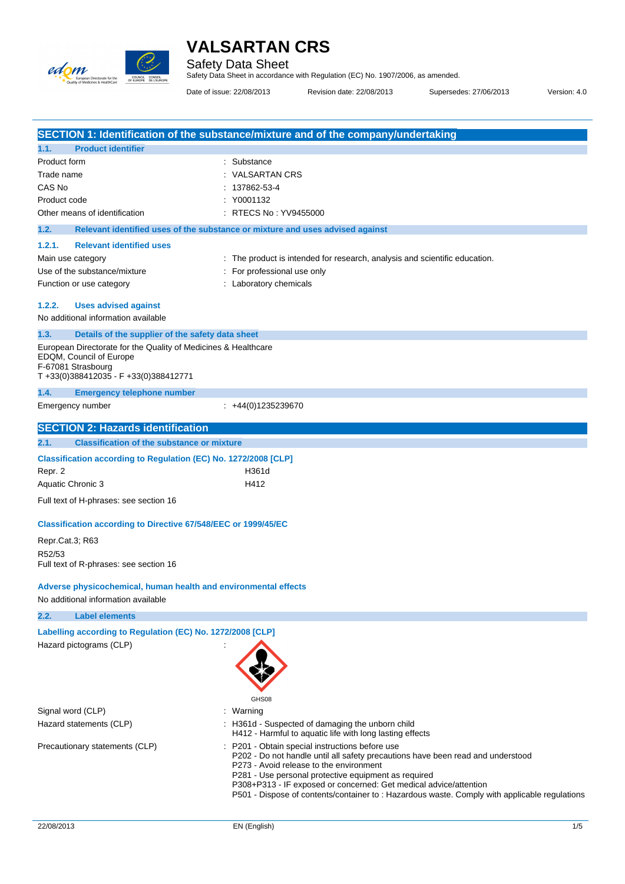# VALSARTAN CRS

Safety Data Sheet

Safety Data Sheet in accordance with Regulation (EC) No. 1907/2006, as amended.

Date of issue: 22/08/2013 Revision date: 22/08/2013 Supersedes: 27/06/2013 Version: 4.0

## SECTION 1: Identification of the substance/mixture and of the company/undertaking

### 1.1. Product identifier

| | |
|---|---|
| Product form | : Substance |
| Trade name | : VALSARTAN CRS |
| CAS No | : 137862-53-4 |
| Product code | : Y0001132 |
| Other means of identification | : RTECS No : YV9455000 |

### 1.2. Relevant identified uses of the substance or mixture and uses advised against

#### 1.2.1. Relevant identified uses

| | |
|---|---|
| Main use category | : The product is intended for research, analysis and scientific education. |
| Use of the substance/mixture | : For professional use only |
| Function or use category | : Laboratory chemicals |

#### 1.2.2. Uses advised against

No additional information available

### 1.3. Details of the supplier of the safety data sheet

European Directorate for the Quality of Medicines & Healthcare
EDQM, Council of Europe
F-67081 Strasbourg
T +33(0)388412035 - F +33(0)388412771

### 1.4. Emergency telephone number

| | |
|---|---|
| Emergency number | : +44(0)1235239670 |

## SECTION 2: Hazards identification

### 2.1. Classification of the substance or mixture

**Classification according to Regulation (EC) No. 1272/2008 [CLP]**

| | |
|---|---|
| Repr. 2 | H361d |
| Aquatic Chronic 3 | H412 |

Full text of H-phrases: see section 16

**Classification according to Directive 67/548/EEC or 1999/45/EC**

Repr.Cat.3; R63

R52/53

Full text of R-phrases: see section 16

**Adverse physicochemical, human health and environmental effects**

No additional information available

### 2.2. Label elements

**Labelling according to Regulation (EC) No. 1272/2008 [CLP]**

Hazard pictograms (CLP) :

GHS08

| | |
|---|---|
| Signal word (CLP) | : Warning |
| Hazard statements (CLP) | : H361d - Suspected of damaging the unborn child<br>H412 - Harmful to aquatic life with long lasting effects |
| Precautionary statements (CLP) | : P201 - Obtain special instructions before use<br>P202 - Do not handle until all safety precautions have been read and understood<br>P273 - Avoid release to the environment<br>P281 - Use personal protective equipment as required<br>P308+P313 - IF exposed or concerned: Get medical advice/attention<br>P501 - Dispose of contents/container to : Hazardous waste. Comply with applicable regulations |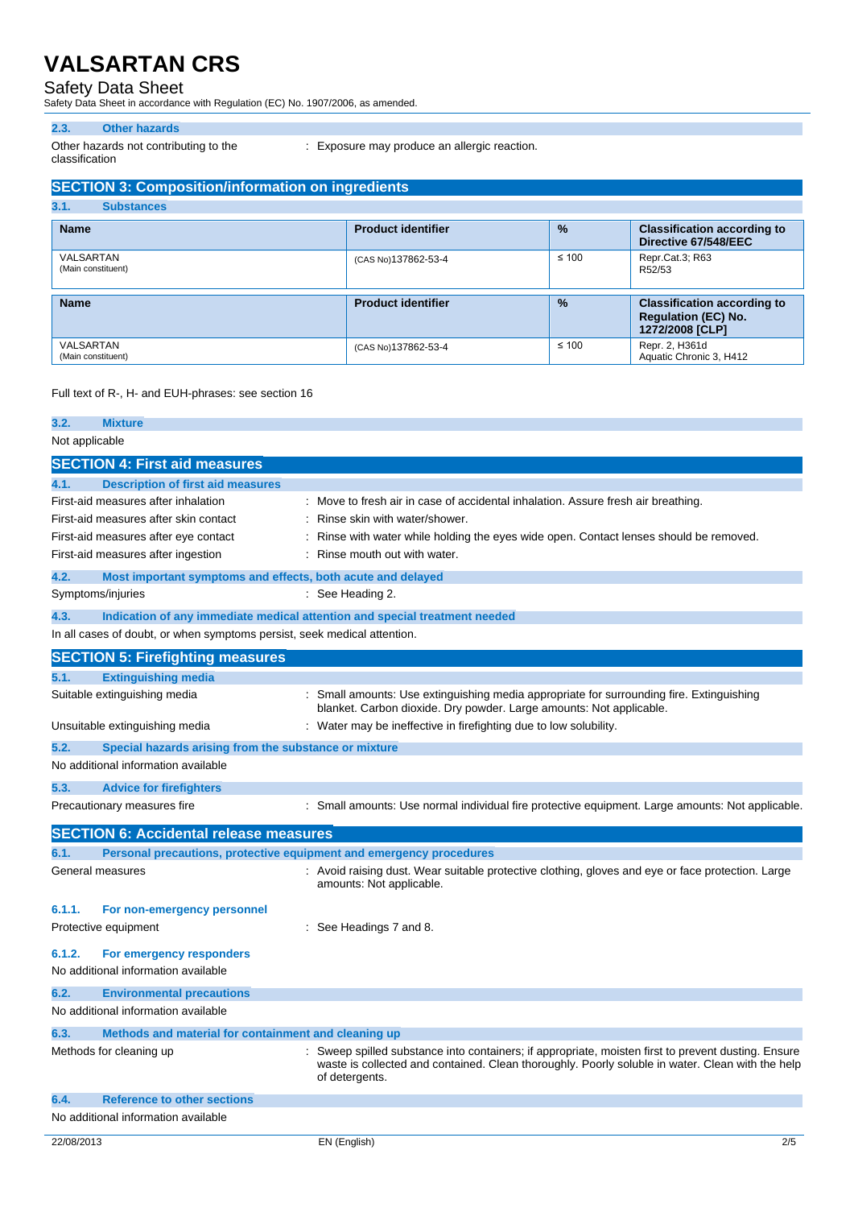## 2.3. Other hazards

Other hazards not contributing to the classification : Exposure may produce an allergic reaction.

## SECTION 3: Composition/information on ingredients

### 3.1. Substances

| Name | Product identifier | % | Classification according to Directive 67/548/EEC |
|---|---|---|---|
| VALSARTAN (Main constituent) | (CAS No)137862-53-4 | ≤ 100 | Repr.Cat.3; R63 R52/53 |

| Name | Product identifier | % | Classification according to Regulation (EC) No. 1272/2008 [CLP] |
|---|---|---|---|
| VALSARTAN (Main constituent) | (CAS No)137862-53-4 | ≤ 100 | Repr. 2, H361d Aquatic Chronic 3, H412 |

Full text of R-, H- and EUH-phrases: see section 16

### 3.2. Mixture

Not applicable

## SECTION 4: First aid measures

### 4.1. Description of first aid measures

First-aid measures after inhalation : Move to fresh air in case of accidental inhalation. Assure fresh air breathing.

First-aid measures after skin contact : Rinse skin with water/shower.

First-aid measures after eye contact : Rinse with water while holding the eyes wide open. Contact lenses should be removed.

First-aid measures after ingestion : Rinse mouth out with water.

### 4.2. Most important symptoms and effects, both acute and delayed

Symptoms/injuries : See Heading 2.

### 4.3. Indication of any immediate medical attention and special treatment needed

In all cases of doubt, or when symptoms persist, seek medical attention.

## SECTION 5: Firefighting measures

### 5.1. Extinguishing media

Suitable extinguishing media : Small amounts: Use extinguishing media appropriate for surrounding fire. Extinguishing blanket. Carbon dioxide. Dry powder. Large amounts: Not applicable.

Unsuitable extinguishing media : Water may be ineffective in firefighting due to low solubility.

### 5.2. Special hazards arising from the substance or mixture

No additional information available

### 5.3. Advice for firefighters

Precautionary measures fire : Small amounts: Use normal individual fire protective equipment. Large amounts: Not applicable.

## SECTION 6: Accidental release measures

### 6.1. Personal precautions, protective equipment and emergency procedures

General measures : Avoid raising dust. Wear suitable protective clothing, gloves and eye or face protection. Large amounts: Not applicable.

#### 6.1.1. For non-emergency personnel

Protective equipment : See Headings 7 and 8.

#### 6.1.2. For emergency responders

No additional information available

### 6.2. Environmental precautions

No additional information available

### 6.3. Methods and material for containment and cleaning up

Methods for cleaning up : Sweep spilled substance into containers; if appropriate, moisten first to prevent dusting. Ensure waste is collected and contained. Clean thoroughly. Poorly soluble in water. Clean with the help of detergents.

### 6.4. Reference to other sections

No additional information available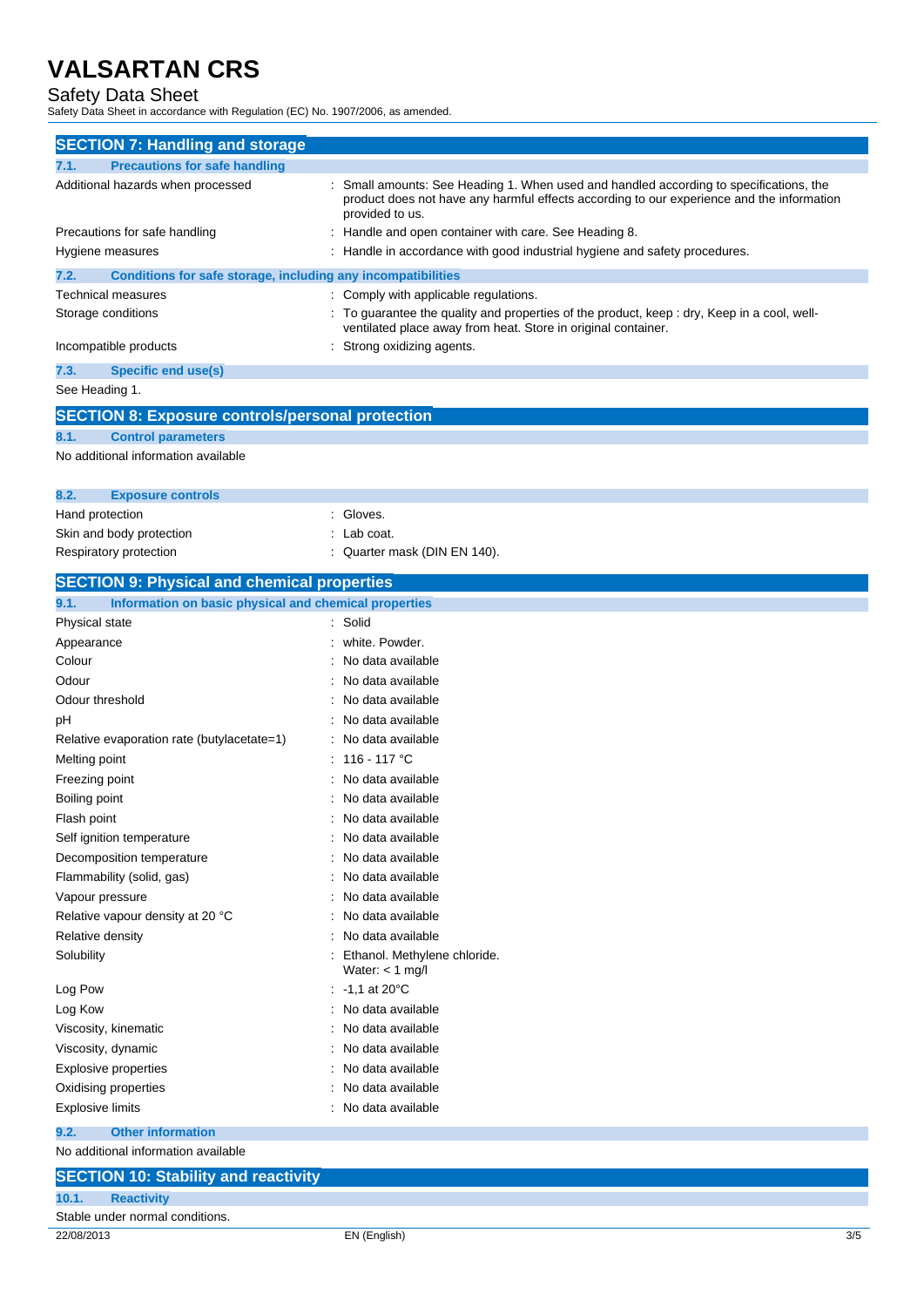## SECTION 7: Handling and storage

### 7.1. Precautions for safe handling

| | |
|---|---|
| Additional hazards when processed | : Small amounts: See Heading 1. When used and handled according to specifications, the product does not have any harmful effects according to our experience and the information provided to us. |
| Precautions for safe handling | : Handle and open container with care. See Heading 8. |
| Hygiene measures | : Handle in accordance with good industrial hygiene and safety procedures. |

### 7.2. Conditions for safe storage, including any incompatibilities

| | |
|---|---|
| Technical measures | : Comply with applicable regulations. |
| Storage conditions | : To guarantee the quality and properties of the product, keep : dry, Keep in a cool, well-ventilated place away from heat. Store in original container. |
| Incompatible products | : Strong oxidizing agents. |

### 7.3. Specific end use(s)

See Heading 1.

## SECTION 8: Exposure controls/personal protection

### 8.1. Control parameters

No additional information available

### 8.2. Exposure controls

| | |
|---|---|
| Hand protection | : Gloves. |
| Skin and body protection | : Lab coat. |
| Respiratory protection | : Quarter mask (DIN EN 140). |

## SECTION 9: Physical and chemical properties

### 9.1. Information on basic physical and chemical properties

| | |
|---|---|
| Physical state | : Solid |
| Appearance | : white. Powder. |
| Colour | : No data available |
| Odour | : No data available |
| Odour threshold | : No data available |
| pH | : No data available |
| Relative evaporation rate (butylacetate=1) | : No data available |
| Melting point | : 116 - 117 °C |
| Freezing point | : No data available |
| Boiling point | : No data available |
| Flash point | : No data available |
| Self ignition temperature | : No data available |
| Decomposition temperature | : No data available |
| Flammability (solid, gas) | : No data available |
| Vapour pressure | : No data available |
| Relative vapour density at 20 °C | : No data available |
| Relative density | : No data available |
| Solubility | : Ethanol. Methylene chloride. Water: < 1 mg/l |
| Log Pow | : -1,1 at 20°C |
| Log Kow | : No data available |
| Viscosity, kinematic | : No data available |
| Viscosity, dynamic | : No data available |
| Explosive properties | : No data available |
| Oxidising properties | : No data available |
| Explosive limits | : No data available |

### 9.2. Other information

No additional information available

## SECTION 10: Stability and reactivity

### 10.1. Reactivity

Stable under normal conditions.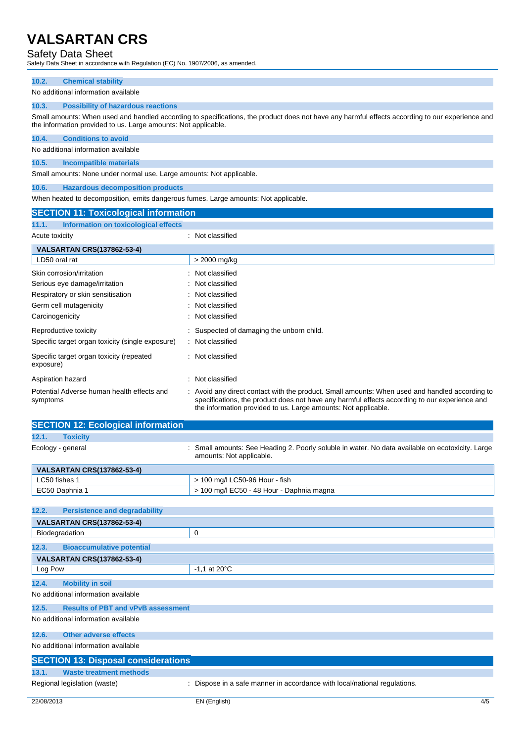#### 10.2. Chemical stability

No additional information available

#### 10.3. Possibility of hazardous reactions

Small amounts: When used and handled according to specifications, the product does not have any harmful effects according to our experience and the information provided to us. Large amounts: Not applicable.

#### 10.4. Conditions to avoid

No additional information available

#### 10.5. Incompatible materials

Small amounts: None under normal use. Large amounts: Not applicable.

#### 10.6. Hazardous decomposition products

When heated to decomposition, emits dangerous fumes. Large amounts: Not applicable.

## SECTION 11: Toxicological information

#### 11.1. Information on toxicological effects

Acute toxicity : Not classified

| VALSARTAN CRS(137862-53-4) | |
|---|---|
| LD50 oral rat | > 2000 mg/kg |

Skin corrosion/irritation : Not classified

Serious eye damage/irritation : Not classified

Respiratory or skin sensitisation : Not classified

Germ cell mutagenicity : Not classified

Carcinogenicity : Not classified

Reproductive toxicity : Suspected of damaging the unborn child.

Specific target organ toxicity (single exposure) : Not classified

Specific target organ toxicity (repeated exposure) : Not classified

Aspiration hazard : Not classified

Potential Adverse human health effects and symptoms : Avoid any direct contact with the product. Small amounts: When used and handled according to specifications, the product does not have any harmful effects according to our experience and the information provided to us. Large amounts: Not applicable.

## SECTION 12: Ecological information

#### 12.1. Toxicity

Ecology - general : Small amounts: See Heading 2. Poorly soluble in water. No data available on ecotoxicity. Large amounts: Not applicable.

| VALSARTAN CRS(137862-53-4) | |
|---|---|
| LC50 fishes 1 | > 100 mg/l LC50-96 Hour - fish |
| EC50 Daphnia 1 | > 100 mg/l EC50 - 48 Hour - Daphnia magna |

#### 12.2. Persistence and degradability

| VALSARTAN CRS(137862-53-4) | |
|---|---|
| Biodegradation | 0 |

#### 12.3. Bioaccumulative potential

| VALSARTAN CRS(137862-53-4) | |
|---|---|
| Log Pow | -1,1 at 20°C |

#### 12.4. Mobility in soil

No additional information available

#### 12.5. Results of PBT and vPvB assessment

No additional information available

#### 12.6. Other adverse effects

No additional information available

## SECTION 13: Disposal considerations

#### 13.1. Waste treatment methods

Regional legislation (waste) : Dispose in a safe manner in accordance with local/national regulations.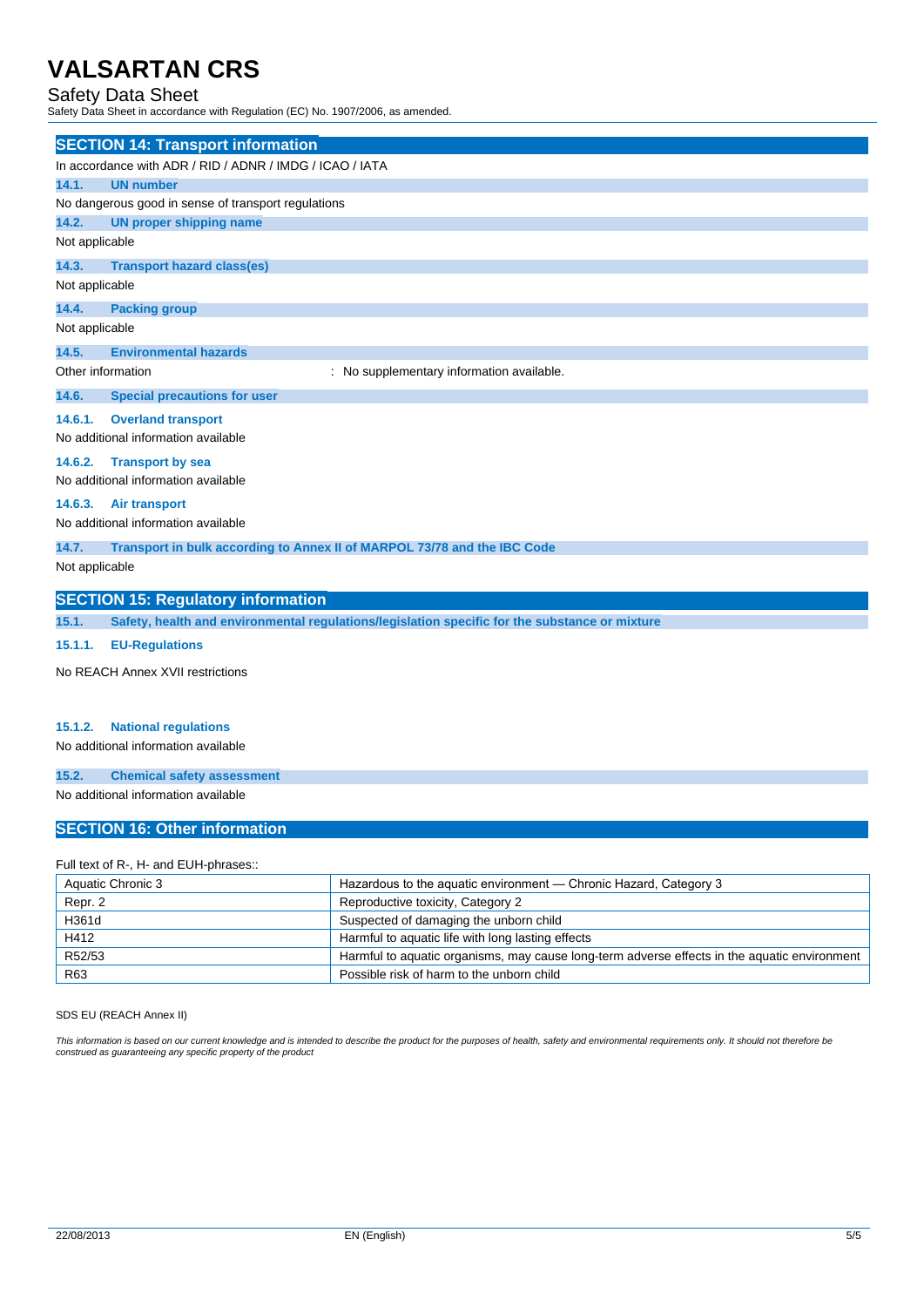## SECTION 14: Transport information

In accordance with ADR / RID / ADNR / IMDG / ICAO / IATA

### 14.1. UN number

No dangerous good in sense of transport regulations

### 14.2. UN proper shipping name

Not applicable

### 14.3. Transport hazard class(es)

Not applicable

### 14.4. Packing group

Not applicable

### 14.5. Environmental hazards

Other information : No supplementary information available.

### 14.6. Special precautions for user

#### 14.6.1. Overland transport

No additional information available

#### 14.6.2. Transport by sea

No additional information available

#### 14.6.3. Air transport

No additional information available

### 14.7. Transport in bulk according to Annex II of MARPOL 73/78 and the IBC Code

Not applicable

## SECTION 15: Regulatory information

### 15.1. Safety, health and environmental regulations/legislation specific for the substance or mixture

#### 15.1.1. EU-Regulations

No REACH Annex XVII restrictions

#### 15.1.2. National regulations

No additional information available

### 15.2. Chemical safety assessment

No additional information available

## SECTION 16: Other information

Full text of R-, H- and EUH-phrases::

| | |
|---|---|
| Aquatic Chronic 3 | Hazardous to the aquatic environment — Chronic Hazard, Category 3 |
| Repr. 2 | Reproductive toxicity, Category 2 |
| H361d | Suspected of damaging the unborn child |
| H412 | Harmful to aquatic life with long lasting effects |
| R52/53 | Harmful to aquatic organisms, may cause long-term adverse effects in the aquatic environment |
| R63 | Possible risk of harm to the unborn child |

SDS EU (REACH Annex II)

*This information is based on our current knowledge and is intended to describe the product for the purposes of health, safety and environmental requirements only. It should not therefore be construed as guaranteeing any specific property of the product*